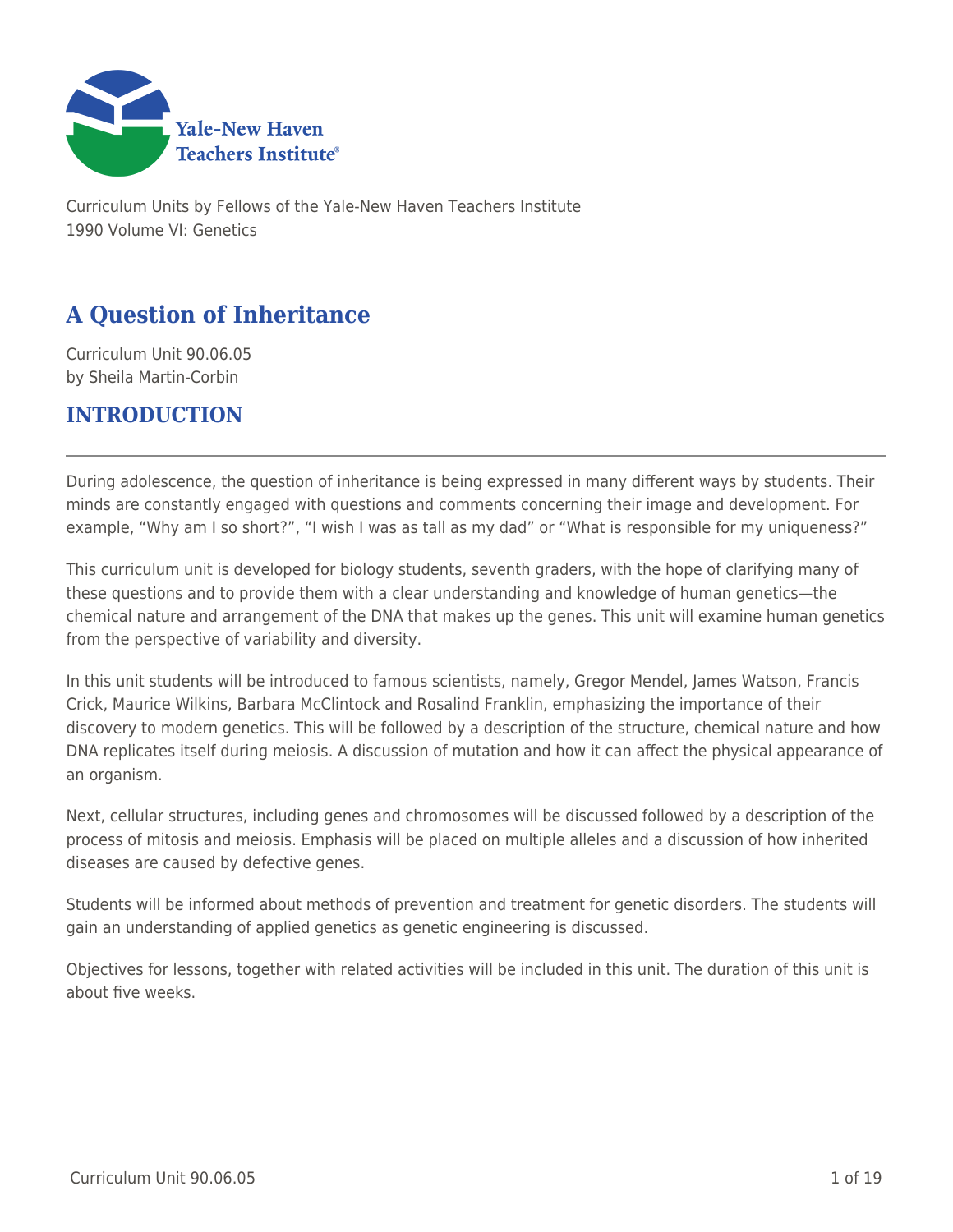Curriculum Units by Fellows of the Yale-New Haven Teachers Institute
1990 Volume VI: Genetics

# A Question of Inheritance

Curriculum Unit 90.06.05
by Sheila Martin-Corbin

## INTRODUCTION

During adolescence, the question of inheritance is being expressed in many different ways by students. Their minds are constantly engaged with questions and comments concerning their image and development. For example, "Why am I so short?", "I wish I was as tall as my dad" or "What is responsible for my uniqueness?"

This curriculum unit is developed for biology students, seventh graders, with the hope of clarifying many of these questions and to provide them with a clear understanding and knowledge of human genetics—the chemical nature and arrangement of the DNA that makes up the genes. This unit will examine human genetics from the perspective of variability and diversity.

In this unit students will be introduced to famous scientists, namely, Gregor Mendel, James Watson, Francis Crick, Maurice Wilkins, Barbara McClintock and Rosalind Franklin, emphasizing the importance of their discovery to modern genetics. This will be followed by a description of the structure, chemical nature and how DNA replicates itself during meiosis. A discussion of mutation and how it can affect the physical appearance of an organism.

Next, cellular structures, including genes and chromosomes will be discussed followed by a description of the process of mitosis and meiosis. Emphasis will be placed on multiple alleles and a discussion of how inherited diseases are caused by defective genes.

Students will be informed about methods of prevention and treatment for genetic disorders. The students will gain an understanding of applied genetics as genetic engineering is discussed.

Objectives for lessons, together with related activities will be included in this unit. The duration of this unit is about five weeks.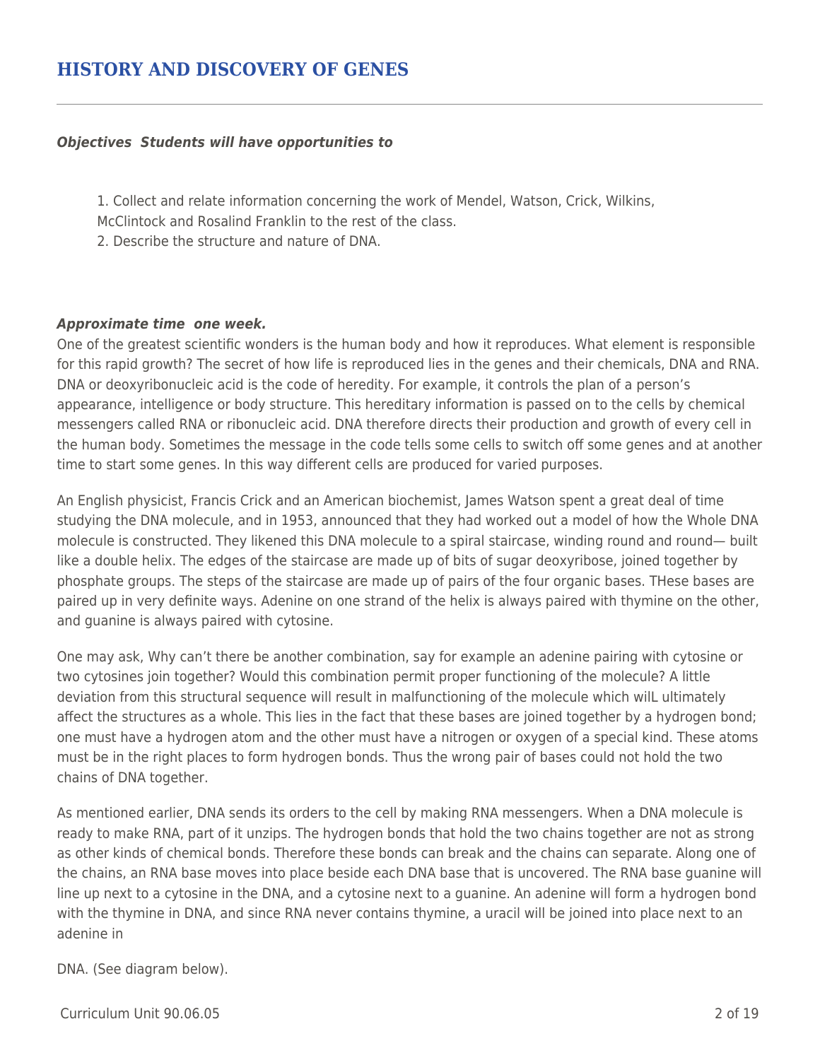## HISTORY AND DISCOVERY OF GENES

***Objectives  Students will have opportunities to***

1. Collect and relate information concerning the work of Mendel, Watson, Crick, Wilkins, McClintock and Rosalind Franklin to the rest of the class.
2. Describe the structure and nature of DNA.

***Approximate time  one week.***

One of the greatest scientific wonders is the human body and how it reproduces. What element is responsible for this rapid growth? The secret of how life is reproduced lies in the genes and their chemicals, DNA and RNA. DNA or deoxyribonucleic acid is the code of heredity. For example, it controls the plan of a person's appearance, intelligence or body structure. This hereditary information is passed on to the cells by chemical messengers called RNA or ribonucleic acid. DNA therefore directs their production and growth of every cell in the human body. Sometimes the message in the code tells some cells to switch off some genes and at another time to start some genes. In this way different cells are produced for varied purposes.

An English physicist, Francis Crick and an American biochemist, James Watson spent a great deal of time studying the DNA molecule, and in 1953, announced that they had worked out a model of how the Whole DNA molecule is constructed. They likened this DNA molecule to a spiral staircase, winding round and round— built like a double helix. The edges of the staircase are made up of bits of sugar deoxyribose, joined together by phosphate groups. The steps of the staircase are made up of pairs of the four organic bases. THese bases are paired up in very definite ways. Adenine on one strand of the helix is always paired with thymine on the other, and guanine is always paired with cytosine.

One may ask, Why can't there be another combination, say for example an adenine pairing with cytosine or two cytosines join together? Would this combination permit proper functioning of the molecule? A little deviation from this structural sequence will result in malfunctioning of the molecule which wilL ultimately affect the structures as a whole. This lies in the fact that these bases are joined together by a hydrogen bond; one must have a hydrogen atom and the other must have a nitrogen or oxygen of a special kind. These atoms must be in the right places to form hydrogen bonds. Thus the wrong pair of bases could not hold the two chains of DNA together.

As mentioned earlier, DNA sends its orders to the cell by making RNA messengers. When a DNA molecule is ready to make RNA, part of it unzips. The hydrogen bonds that hold the two chains together are not as strong as other kinds of chemical bonds. Therefore these bonds can break and the chains can separate. Along one of the chains, an RNA base moves into place beside each DNA base that is uncovered. The RNA base guanine will line up next to a cytosine in the DNA, and a cytosine next to a guanine. An adenine will form a hydrogen bond with the thymine in DNA, and since RNA never contains thymine, a uracil will be joined into place next to an adenine in

DNA. (See diagram below).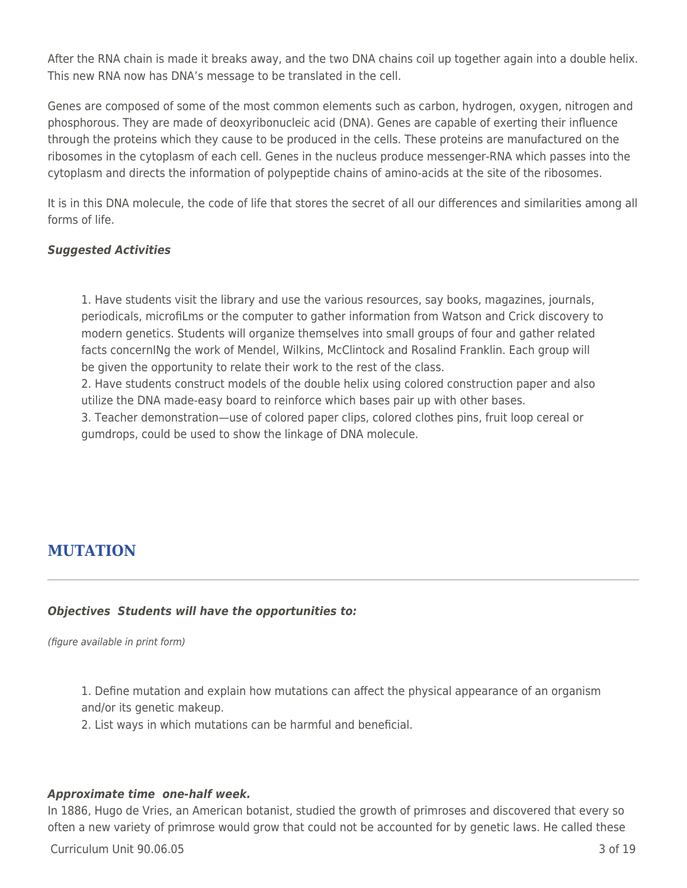After the RNA chain is made it breaks away, and the two DNA chains coil up together again into a double helix. This new RNA now has DNA's message to be translated in the cell.

Genes are composed of some of the most common elements such as carbon, hydrogen, oxygen, nitrogen and phosphorous. They are made of deoxyribonucleic acid (DNA). Genes are capable of exerting their influence through the proteins which they cause to be produced in the cells. These proteins are manufactured on the ribosomes in the cytoplasm of each cell. Genes in the nucleus produce messenger-RNA which passes into the cytoplasm and directs the information of polypeptide chains of amino-acids at the site of the ribosomes.

It is in this DNA molecule, the code of life that stores the secret of all our differences and similarities among all forms of life.

***Suggested Activities***

1. Have students visit the library and use the various resources, say books, magazines, journals, periodicals, microfiLms or the computer to gather information from Watson and Crick discovery to modern genetics. Students will organize themselves into small groups of four and gather related facts concernINg the work of Mendel, Wilkins, McClintock and Rosalind Franklin. Each group will be given the opportunity to relate their work to the rest of the class.
2. Have students construct models of the double helix using colored construction paper and also utilize the DNA made-easy board to reinforce which bases pair up with other bases.
3. Teacher demonstration—use of colored paper clips, colored clothes pins, fruit loop cereal or gumdrops, could be used to show the linkage of DNA molecule.

## MUTATION

***Objectives Students will have the opportunities to:***

*(figure available in print form)*

1. Define mutation and explain how mutations can affect the physical appearance of an organism and/or its genetic makeup.
2. List ways in which mutations can be harmful and beneficial.

***Approximate time one-half week.***

In 1886, Hugo de Vries, an American botanist, studied the growth of primroses and discovered that every so often a new variety of primrose would grow that could not be accounted for by genetic laws. He called these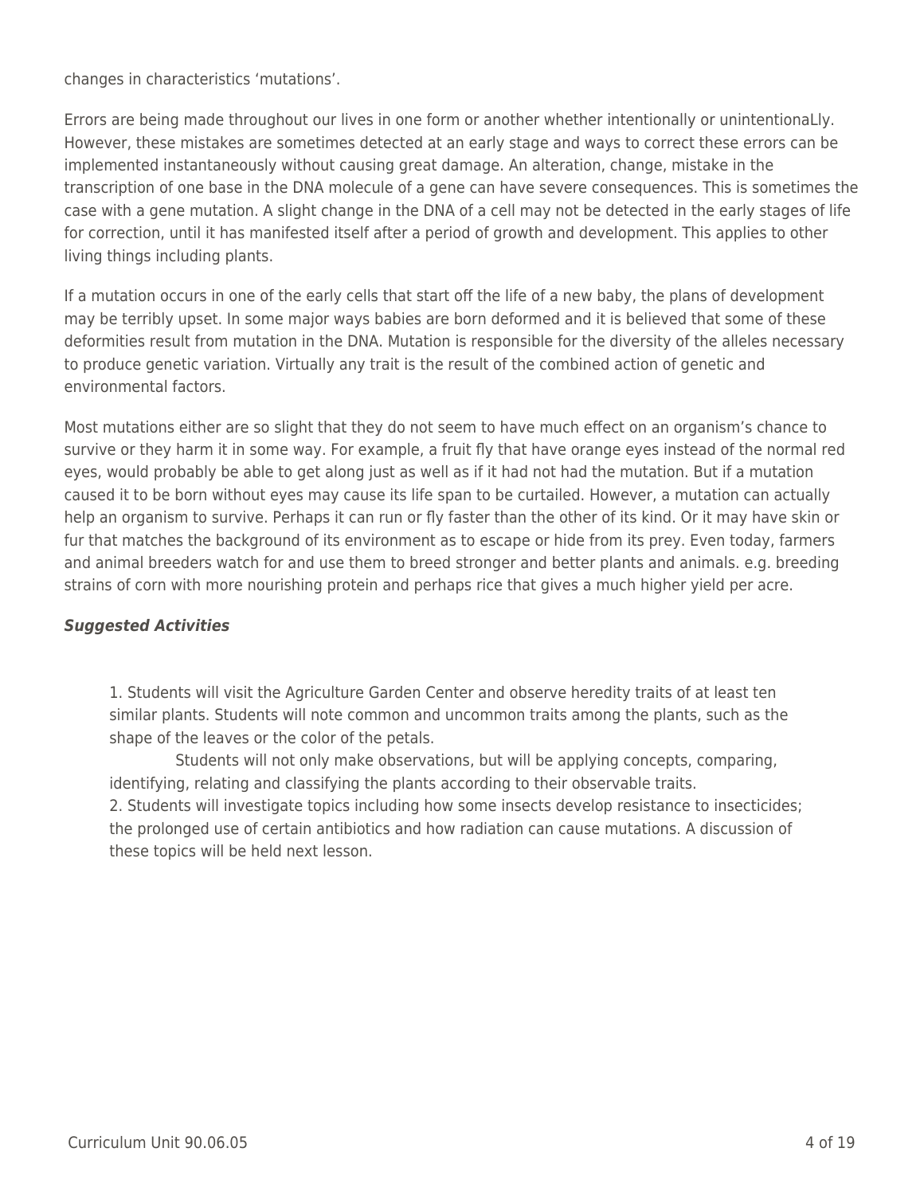changes in characteristics ‘mutations’.

Errors are being made throughout our lives in one form or another whether intentionally or unintentionaLly. However, these mistakes are sometimes detected at an early stage and ways to correct these errors can be implemented instantaneously without causing great damage. An alteration, change, mistake in the transcription of one base in the DNA molecule of a gene can have severe consequences. This is sometimes the case with a gene mutation. A slight change in the DNA of a cell may not be detected in the early stages of life for correction, until it has manifested itself after a period of growth and development. This applies to other living things including plants.

If a mutation occurs in one of the early cells that start off the life of a new baby, the plans of development may be terribly upset. In some major ways babies are born deformed and it is believed that some of these deformities result from mutation in the DNA. Mutation is responsible for the diversity of the alleles necessary to produce genetic variation. Virtually any trait is the result of the combined action of genetic and environmental factors.

Most mutations either are so slight that they do not seem to have much effect on an organism’s chance to survive or they harm it in some way. For example, a fruit fly that have orange eyes instead of the normal red eyes, would probably be able to get along just as well as if it had not had the mutation. But if a mutation caused it to be born without eyes may cause its life span to be curtailed. However, a mutation can actually help an organism to survive. Perhaps it can run or fly faster than the other of its kind. Or it may have skin or fur that matches the background of its environment as to escape or hide from its prey. Even today, farmers and animal breeders watch for and use them to breed stronger and better plants and animals. e.g. breeding strains of corn with more nourishing protein and perhaps rice that gives a much higher yield per acre.

***Suggested Activities***

1. Students will visit the Agriculture Garden Center and observe heredity traits of at least ten similar plants. Students will note common and uncommon traits among the plants, such as the shape of the leaves or the color of the petals.

   Students will not only make observations, but will be applying concepts, comparing, identifying, relating and classifying the plants according to their observable traits.

2. Students will investigate topics including how some insects develop resistance to insecticides; the prolonged use of certain antibiotics and how radiation can cause mutations. A discussion of these topics will be held next lesson.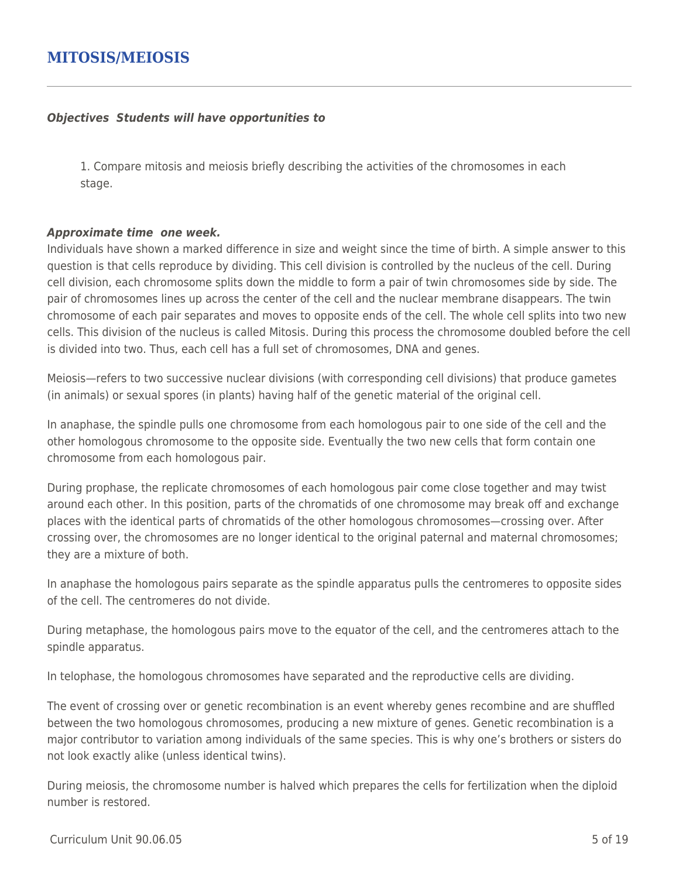## MITOSIS/MEIOSIS

***Objectives  Students will have opportunities to***

1. Compare mitosis and meiosis briefly describing the activities of the chromosomes in each stage.

***Approximate time  one week.***

Individuals have shown a marked difference in size and weight since the time of birth. A simple answer to this question is that cells reproduce by dividing. This cell division is controlled by the nucleus of the cell. During cell division, each chromosome splits down the middle to form a pair of twin chromosomes side by side. The pair of chromosomes lines up across the center of the cell and the nuclear membrane disappears. The twin chromosome of each pair separates and moves to opposite ends of the cell. The whole cell splits into two new cells. This division of the nucleus is called Mitosis. During this process the chromosome doubled before the cell is divided into two. Thus, each cell has a full set of chromosomes, DNA and genes.

Meiosis—refers to two successive nuclear divisions (with corresponding cell divisions) that produce gametes (in animals) or sexual spores (in plants) having half of the genetic material of the original cell.

In anaphase, the spindle pulls one chromosome from each homologous pair to one side of the cell and the other homologous chromosome to the opposite side. Eventually the two new cells that form contain one chromosome from each homologous pair.

During prophase, the replicate chromosomes of each homologous pair come close together and may twist around each other. In this position, parts of the chromatids of one chromosome may break off and exchange places with the identical parts of chromatids of the other homologous chromosomes—crossing over. After crossing over, the chromosomes are no longer identical to the original paternal and maternal chromosomes; they are a mixture of both.

In anaphase the homologous pairs separate as the spindle apparatus pulls the centromeres to opposite sides of the cell. The centromeres do not divide.

During metaphase, the homologous pairs move to the equator of the cell, and the centromeres attach to the spindle apparatus.

In telophase, the homologous chromosomes have separated and the reproductive cells are dividing.

The event of crossing over or genetic recombination is an event whereby genes recombine and are shuffled between the two homologous chromosomes, producing a new mixture of genes. Genetic recombination is a major contributor to variation among individuals of the same species. This is why one's brothers or sisters do not look exactly alike (unless identical twins).

During meiosis, the chromosome number is halved which prepares the cells for fertilization when the diploid number is restored.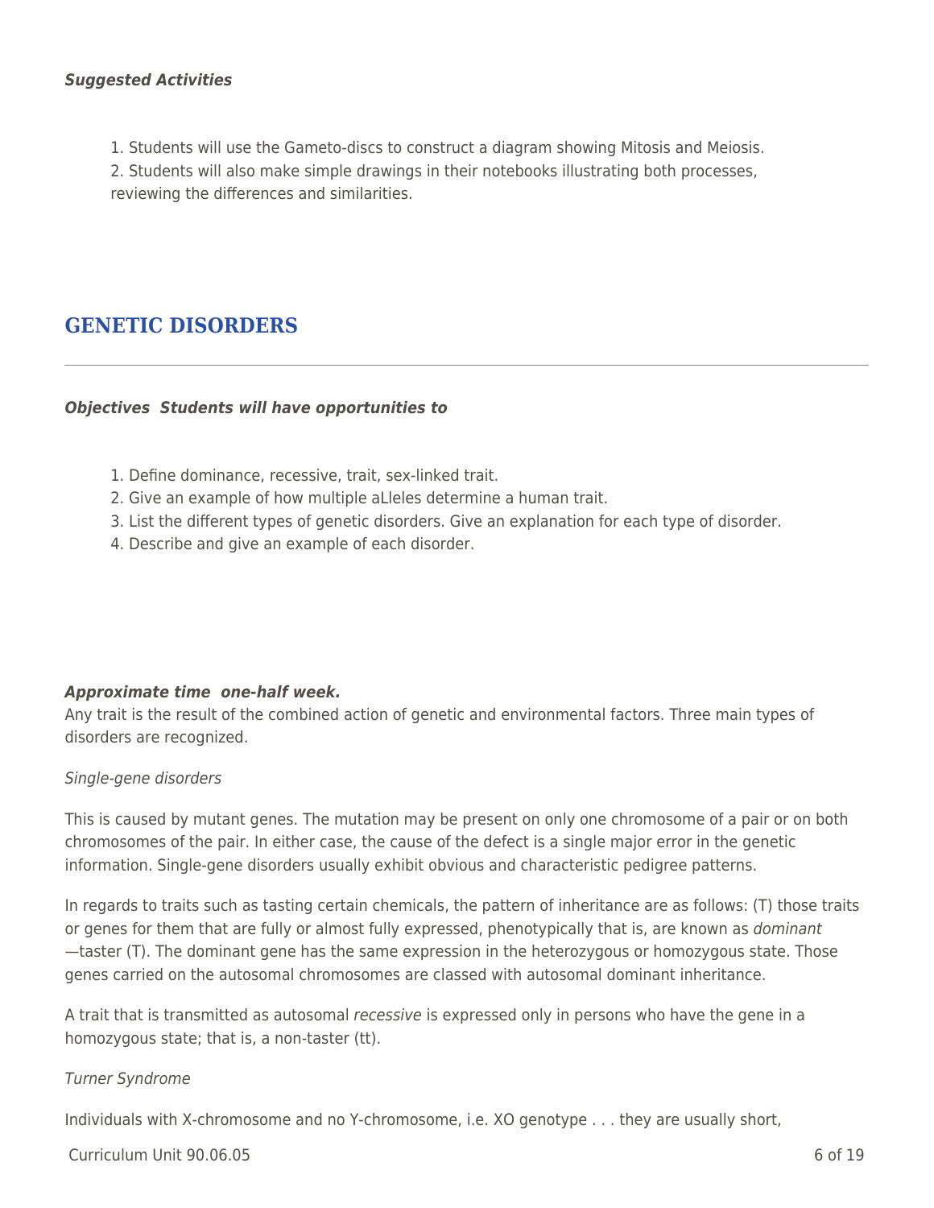***Suggested Activities***

1. Students will use the Gameto-discs to construct a diagram showing Mitosis and Meiosis.
2. Students will also make simple drawings in their notebooks illustrating both processes, reviewing the differences and similarities.

## GENETIC DISORDERS

***Objectives Students will have opportunities to***

1. Define dominance, recessive, trait, sex-linked trait.
2. Give an example of how multiple aLleles determine a human trait.
3. List the different types of genetic disorders. Give an explanation for each type of disorder.
4. Describe and give an example of each disorder.

***Approximate time one-half week.***

Any trait is the result of the combined action of genetic and environmental factors. Three main types of disorders are recognized.

*Single-gene disorders*

This is caused by mutant genes. The mutation may be present on only one chromosome of a pair or on both chromosomes of the pair. In either case, the cause of the defect is a single major error in the genetic information. Single-gene disorders usually exhibit obvious and characteristic pedigree patterns.

In regards to traits such as tasting certain chemicals, the pattern of inheritance are as follows: (T) those traits or genes for them that are fully or almost fully expressed, phenotypically that is, are known as *dominant* —taster (T). The dominant gene has the same expression in the heterozygous or homozygous state. Those genes carried on the autosomal chromosomes are classed with autosomal dominant inheritance.

A trait that is transmitted as autosomal *recessive* is expressed only in persons who have the gene in a homozygous state; that is, a non-taster (tt).

*Turner Syndrome*

Individuals with X-chromosome and no Y-chromosome, i.e. XO genotype . . . they are usually short,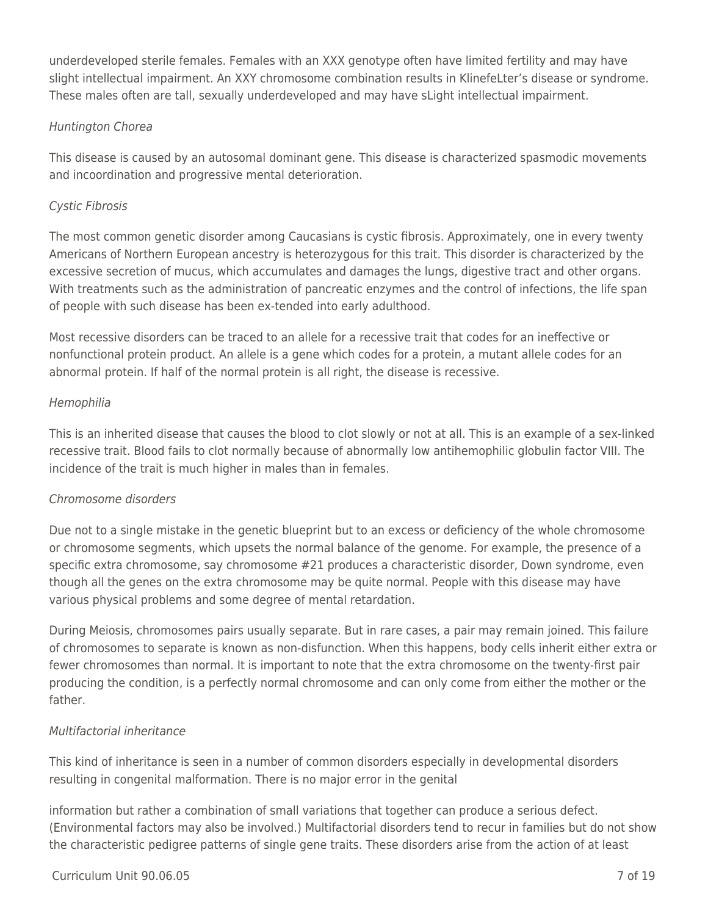underdeveloped sterile females. Females with an XXX genotype often have limited fertility and may have slight intellectual impairment. An XXY chromosome combination results in KlinefeLter's disease or syndrome. These males often are tall, sexually underdeveloped and may have sLight intellectual impairment.

*Huntington Chorea*

This disease is caused by an autosomal dominant gene. This disease is characterized spasmodic movements and incoordination and progressive mental deterioration.

*Cystic Fibrosis*

The most common genetic disorder among Caucasians is cystic fibrosis. Approximately, one in every twenty Americans of Northern European ancestry is heterozygous for this trait. This disorder is characterized by the excessive secretion of mucus, which accumulates and damages the lungs, digestive tract and other organs. With treatments such as the administration of pancreatic enzymes and the control of infections, the life span of people with such disease has been ex-tended into early adulthood.

Most recessive disorders can be traced to an allele for a recessive trait that codes for an ineffective or nonfunctional protein product. An allele is a gene which codes for a protein, a mutant allele codes for an abnormal protein. If half of the normal protein is all right, the disease is recessive.

*Hemophilia*

This is an inherited disease that causes the blood to clot slowly or not at all. This is an example of a sex-linked recessive trait. Blood fails to clot normally because of abnormally low antihemophilic globulin factor VIII. The incidence of the trait is much higher in males than in females.

*Chromosome disorders*

Due not to a single mistake in the genetic blueprint but to an excess or deficiency of the whole chromosome or chromosome segments, which upsets the normal balance of the genome. For example, the presence of a specific extra chromosome, say chromosome #21 produces a characteristic disorder, Down syndrome, even though all the genes on the extra chromosome may be quite normal. People with this disease may have various physical problems and some degree of mental retardation.

During Meiosis, chromosomes pairs usually separate. But in rare cases, a pair may remain joined. This failure of chromosomes to separate is known as non-disfunction. When this happens, body cells inherit either extra or fewer chromosomes than normal. It is important to note that the extra chromosome on the twenty-first pair producing the condition, is a perfectly normal chromosome and can only come from either the mother or the father.

*Multifactorial inheritance*

This kind of inheritance is seen in a number of common disorders especially in developmental disorders resulting in congenital malformation. There is no major error in the genital information but rather a combination of small variations that together can produce a serious defect. (Environmental factors may also be involved.) Multifactorial disorders tend to recur in families but do not show the characteristic pedigree patterns of single gene traits. These disorders arise from the action of at least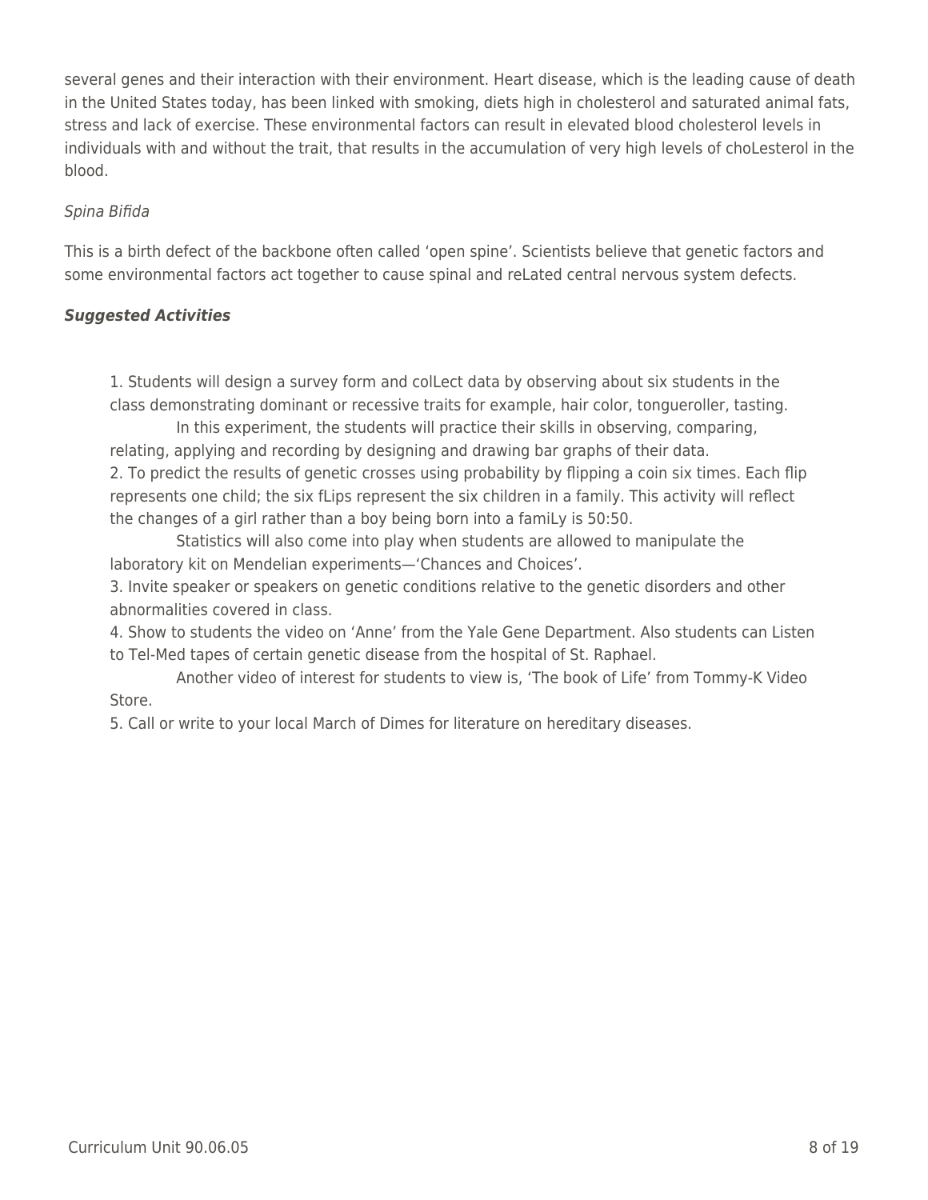several genes and their interaction with their environment. Heart disease, which is the leading cause of death in the United States today, has been linked with smoking, diets high in cholesterol and saturated animal fats, stress and lack of exercise. These environmental factors can result in elevated blood cholesterol levels in individuals with and without the trait, that results in the accumulation of very high levels of choLesterol in the blood.

*Spina Bifida*

This is a birth defect of the backbone often called 'open spine'. Scientists believe that genetic factors and some environmental factors act together to cause spinal and reLated central nervous system defects.

***Suggested Activities***

1. Students will design a survey form and colLect data by observing about six students in the class demonstrating dominant or recessive traits for example, hair color, tongueroller, tasting.
   In this experiment, the students will practice their skills in observing, comparing, relating, applying and recording by designing and drawing bar graphs of their data.
2. To predict the results of genetic crosses using probability by flipping a coin six times. Each flip represents one child; the six fLips represent the six children in a family. This activity will reflect the changes of a girl rather than a boy being born into a famiLy is 50:50.
   Statistics will also come into play when students are allowed to manipulate the laboratory kit on Mendelian experiments—'Chances and Choices'.
3. Invite speaker or speakers on genetic conditions relative to the genetic disorders and other abnormalities covered in class.
4. Show to students the video on 'Anne' from the Yale Gene Department. Also students can Listen to Tel-Med tapes of certain genetic disease from the hospital of St. Raphael.
   Another video of interest for students to view is, 'The book of Life' from Tommy-K Video Store.
5. Call or write to your local March of Dimes for literature on hereditary diseases.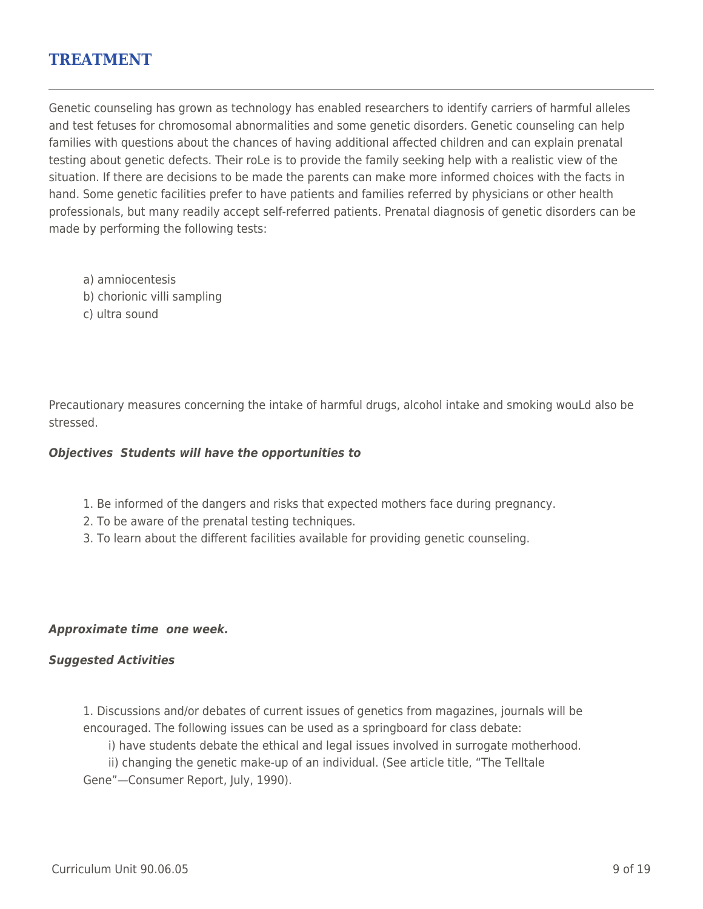## TREATMENT

Genetic counseling has grown as technology has enabled researchers to identify carriers of harmful alleles and test fetuses for chromosomal abnormalities and some genetic disorders. Genetic counseling can help families with questions about the chances of having additional affected children and can explain prenatal testing about genetic defects. Their roLe is to provide the family seeking help with a realistic view of the situation. If there are decisions to be made the parents can make more informed choices with the facts in hand. Some genetic facilities prefer to have patients and families referred by physicians or other health professionals, but many readily accept self-referred patients. Prenatal diagnosis of genetic disorders can be made by performing the following tests:

a) amniocentesis
b) chorionic villi sampling
c) ultra sound

Precautionary measures concerning the intake of harmful drugs, alcohol intake and smoking wouLd also be stressed.

***Objectives Students will have the opportunities to***

1. Be informed of the dangers and risks that expected mothers face during pregnancy.
2. To be aware of the prenatal testing techniques.
3. To learn about the different facilities available for providing genetic counseling.

***Approximate time one week.***

***Suggested Activities***

1. Discussions and/or debates of current issues of genetics from magazines, journals will be encouraged. The following issues can be used as a springboard for class debate:
   i) have students debate the ethical and legal issues involved in surrogate motherhood.
   ii) changing the genetic make-up of an individual. (See article title, "The Telltale Gene"—Consumer Report, July, 1990).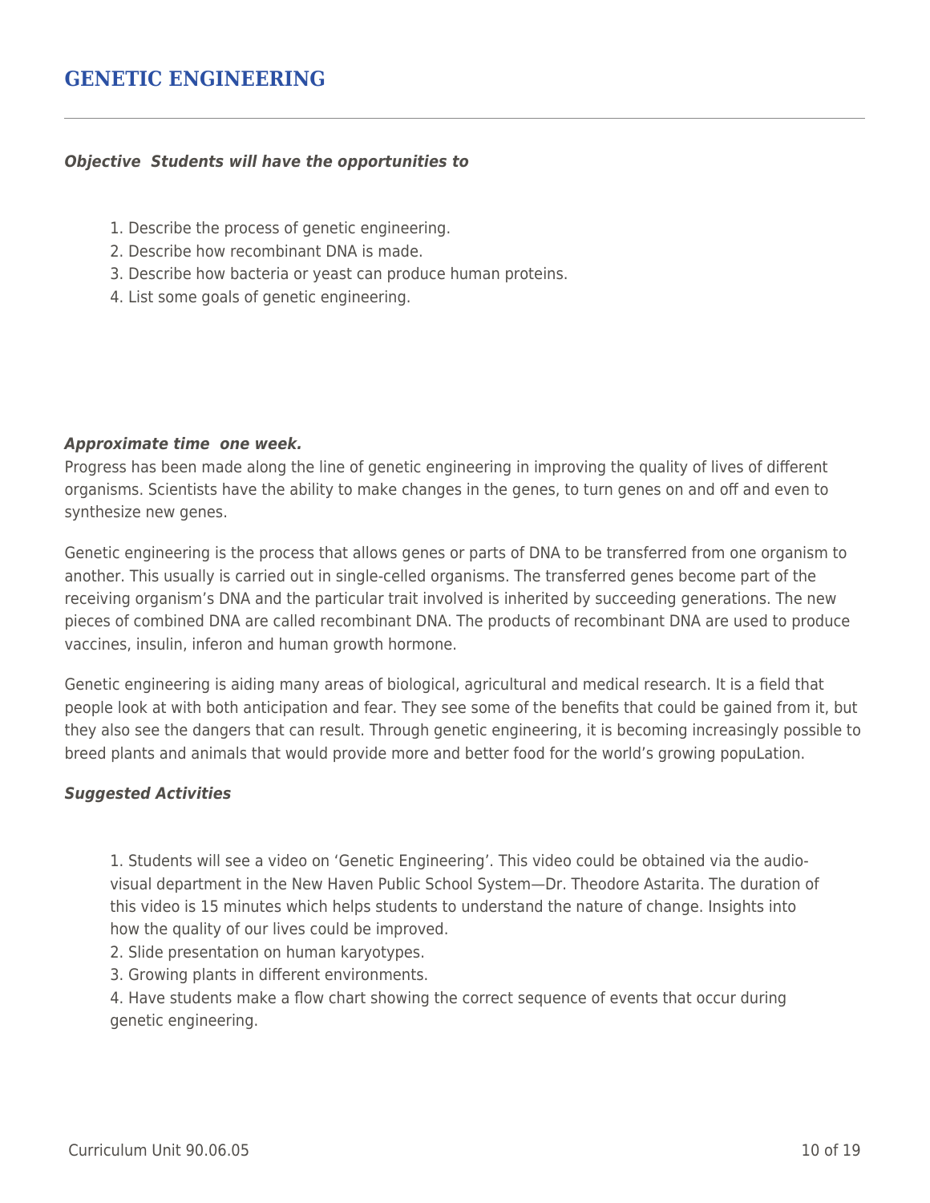## GENETIC ENGINEERING

***Objective Students will have the opportunities to***

1. Describe the process of genetic engineering.
2. Describe how recombinant DNA is made.
3. Describe how bacteria or yeast can produce human proteins.
4. List some goals of genetic engineering.

***Approximate time one week.***

Progress has been made along the line of genetic engineering in improving the quality of lives of different organisms. Scientists have the ability to make changes in the genes, to turn genes on and off and even to synthesize new genes.

Genetic engineering is the process that allows genes or parts of DNA to be transferred from one organism to another. This usually is carried out in single-celled organisms. The transferred genes become part of the receiving organism's DNA and the particular trait involved is inherited by succeeding generations. The new pieces of combined DNA are called recombinant DNA. The products of recombinant DNA are used to produce vaccines, insulin, inferon and human growth hormone.

Genetic engineering is aiding many areas of biological, agricultural and medical research. It is a field that people look at with both anticipation and fear. They see some of the benefits that could be gained from it, but they also see the dangers that can result. Through genetic engineering, it is becoming increasingly possible to breed plants and animals that would provide more and better food for the world's growing popuLation.

***Suggested Activities***

1. Students will see a video on 'Genetic Engineering'. This video could be obtained via the audio-visual department in the New Haven Public School System—Dr. Theodore Astarita. The duration of this video is 15 minutes which helps students to understand the nature of change. Insights into how the quality of our lives could be improved.
2. Slide presentation on human karyotypes.
3. Growing plants in different environments.
4. Have students make a flow chart showing the correct sequence of events that occur during genetic engineering.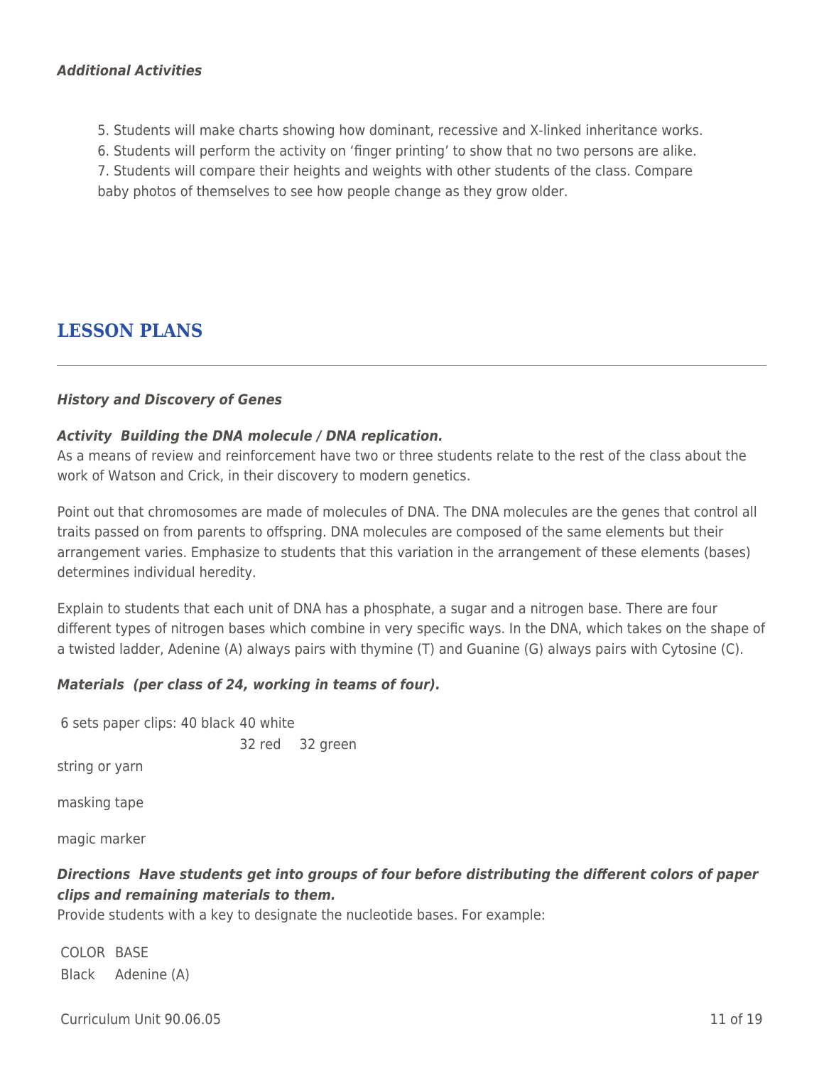***Additional Activities***

5. Students will make charts showing how dominant, recessive and X-linked inheritance works.
6. Students will perform the activity on 'finger printing' to show that no two persons are alike.
7. Students will compare their heights and weights with other students of the class. Compare baby photos of themselves to see how people change as they grow older.

## LESSON PLANS

***History and Discovery of Genes***

***Activity Building the DNA molecule / DNA replication.***
As a means of review and reinforcement have two or three students relate to the rest of the class about the work of Watson and Crick, in their discovery to modern genetics.

Point out that chromosomes are made of molecules of DNA. The DNA molecules are the genes that control all traits passed on from parents to offspring. DNA molecules are composed of the same elements but their arrangement varies. Emphasize to students that this variation in the arrangement of these elements (bases) determines individual heredity.

Explain to students that each unit of DNA has a phosphate, a sugar and a nitrogen base. There are four different types of nitrogen bases which combine in very specific ways. In the DNA, which takes on the shape of a twisted ladder, Adenine (A) always pairs with thymine (T) and Guanine (G) always pairs with Cytosine (C).

***Materials (per class of 24, working in teams of four).***

6 sets paper clips: 40 black 40 white
32 red 32 green

string or yarn

masking tape

magic marker

***Directions Have students get into groups of four before distributing the different colors of paper clips and remaining materials to them.***
Provide students with a key to designate the nucleotide bases. For example:

| COLOR | BASE |
|---|---|
| Black | Adenine (A) |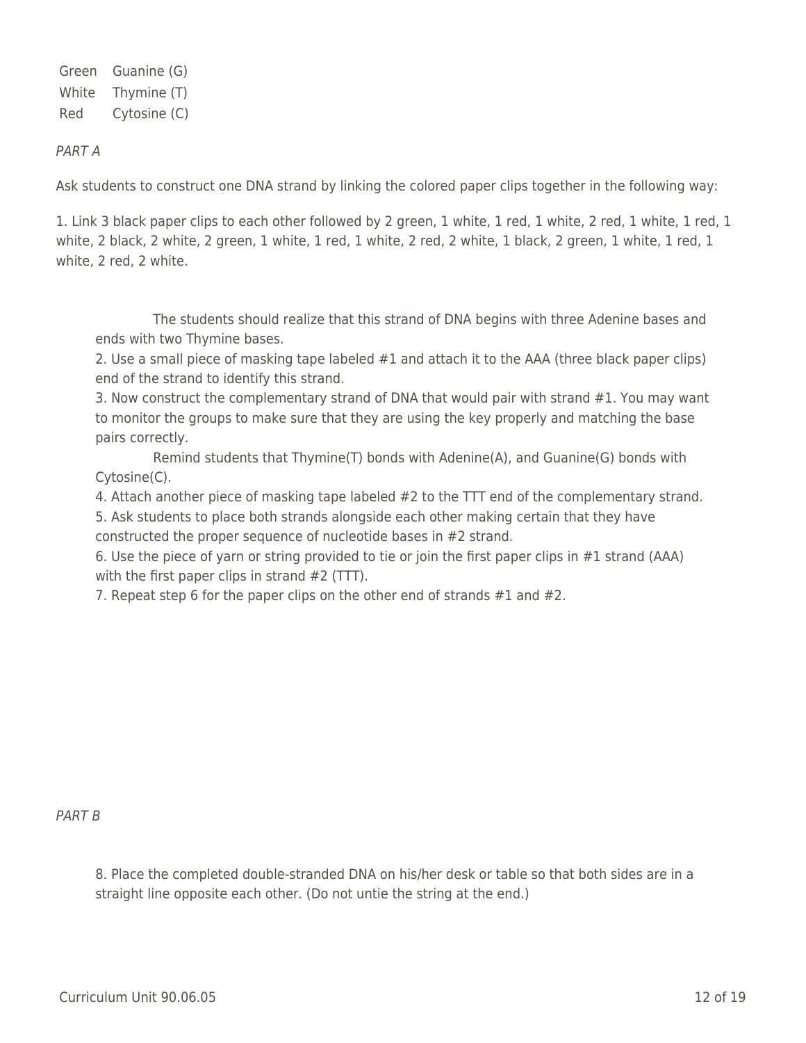| | |
|---|---|
| Green | Guanine (G) |
| White | Thymine (T) |
| Red | Cytosine (C) |

*PART A*

Ask students to construct one DNA strand by linking the colored paper clips together in the following way:

1. Link 3 black paper clips to each other followed by 2 green, 1 white, 1 red, 1 white, 2 red, 1 white, 1 red, 1 white, 2 black, 2 white, 2 green, 1 white, 1 red, 1 white, 2 red, 2 white, 1 black, 2 green, 1 white, 1 red, 1 white, 2 red, 2 white.

The students should realize that this strand of DNA begins with three Adenine bases and ends with two Thymine bases.

2. Use a small piece of masking tape labeled #1 and attach it to the AAA (three black paper clips) end of the strand to identify this strand.
3. Now construct the complementary strand of DNA that would pair with strand #1. You may want to monitor the groups to make sure that they are using the key properly and matching the base pairs correctly.

Remind students that Thymine(T) bonds with Adenine(A), and Guanine(G) bonds with Cytosine(C).

4. Attach another piece of masking tape labeled #2 to the TTT end of the complementary strand.
5. Ask students to place both strands alongside each other making certain that they have constructed the proper sequence of nucleotide bases in #2 strand.
6. Use the piece of yarn or string provided to tie or join the first paper clips in #1 strand (AAA) with the first paper clips in strand #2 (TTT).
7. Repeat step 6 for the paper clips on the other end of strands #1 and #2.

*PART B*

8. Place the completed double-stranded DNA on his/her desk or table so that both sides are in a straight line opposite each other. (Do not untie the string at the end.)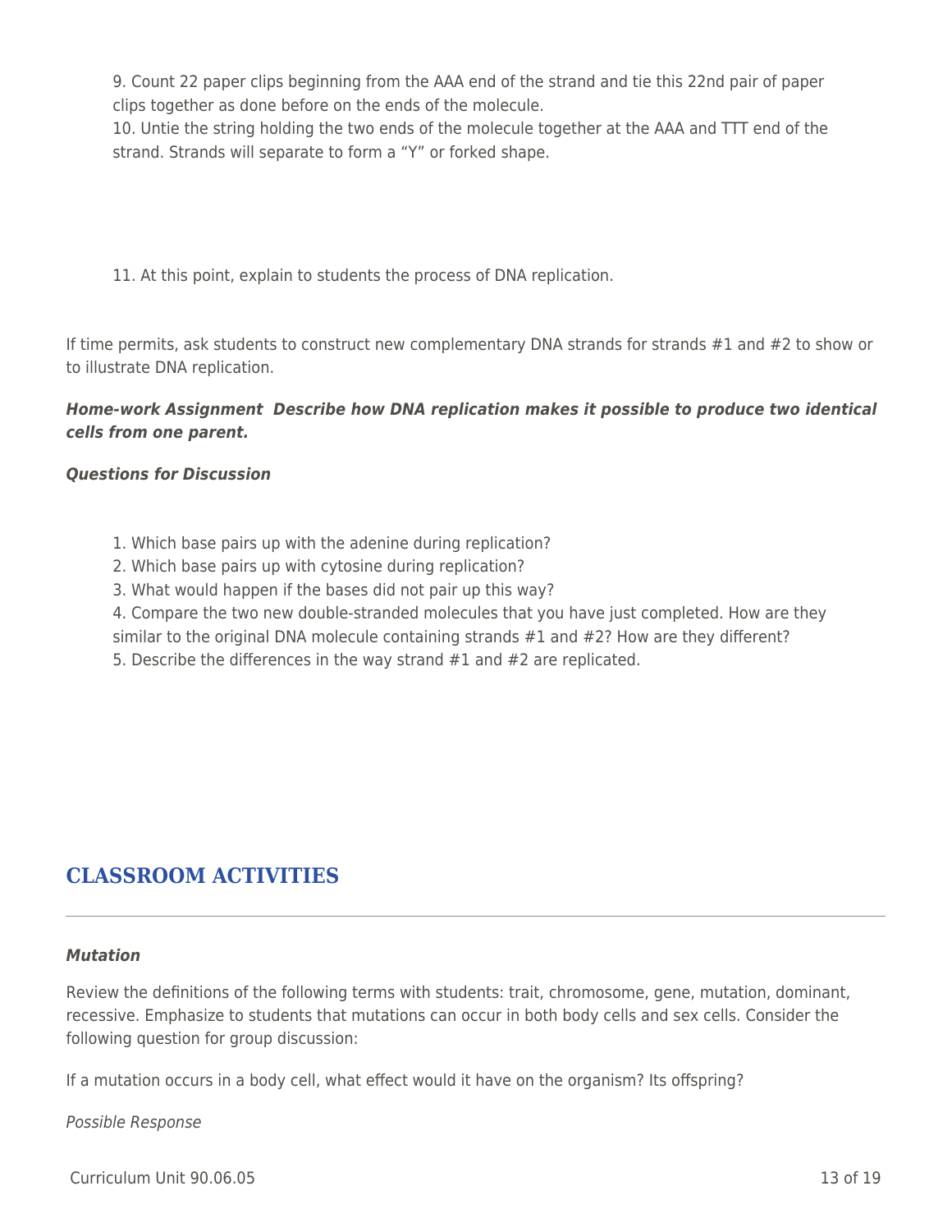9. Count 22 paper clips beginning from the AAA end of the strand and tie this 22nd pair of paper clips together as done before on the ends of the molecule.
10. Untie the string holding the two ends of the molecule together at the AAA and TTT end of the strand. Strands will separate to form a "Y" or forked shape.

11. At this point, explain to students the process of DNA replication.

If time permits, ask students to construct new complementary DNA strands for strands #1 and #2 to show or to illustrate DNA replication.

***Home-work Assignment  Describe how DNA replication makes it possible to produce two identical cells from one parent.***

***Questions for Discussion***

1. Which base pairs up with the adenine during replication?
2. Which base pairs up with cytosine during replication?
3. What would happen if the bases did not pair up this way?
4. Compare the two new double-stranded molecules that you have just completed. How are they similar to the original DNA molecule containing strands #1 and #2? How are they different?
5. Describe the differences in the way strand #1 and #2 are replicated.

## CLASSROOM ACTIVITIES

***Mutation***

Review the definitions of the following terms with students: trait, chromosome, gene, mutation, dominant, recessive. Emphasize to students that mutations can occur in both body cells and sex cells. Consider the following question for group discussion:

If a mutation occurs in a body cell, what effect would it have on the organism? Its offspring?

*Possible Response*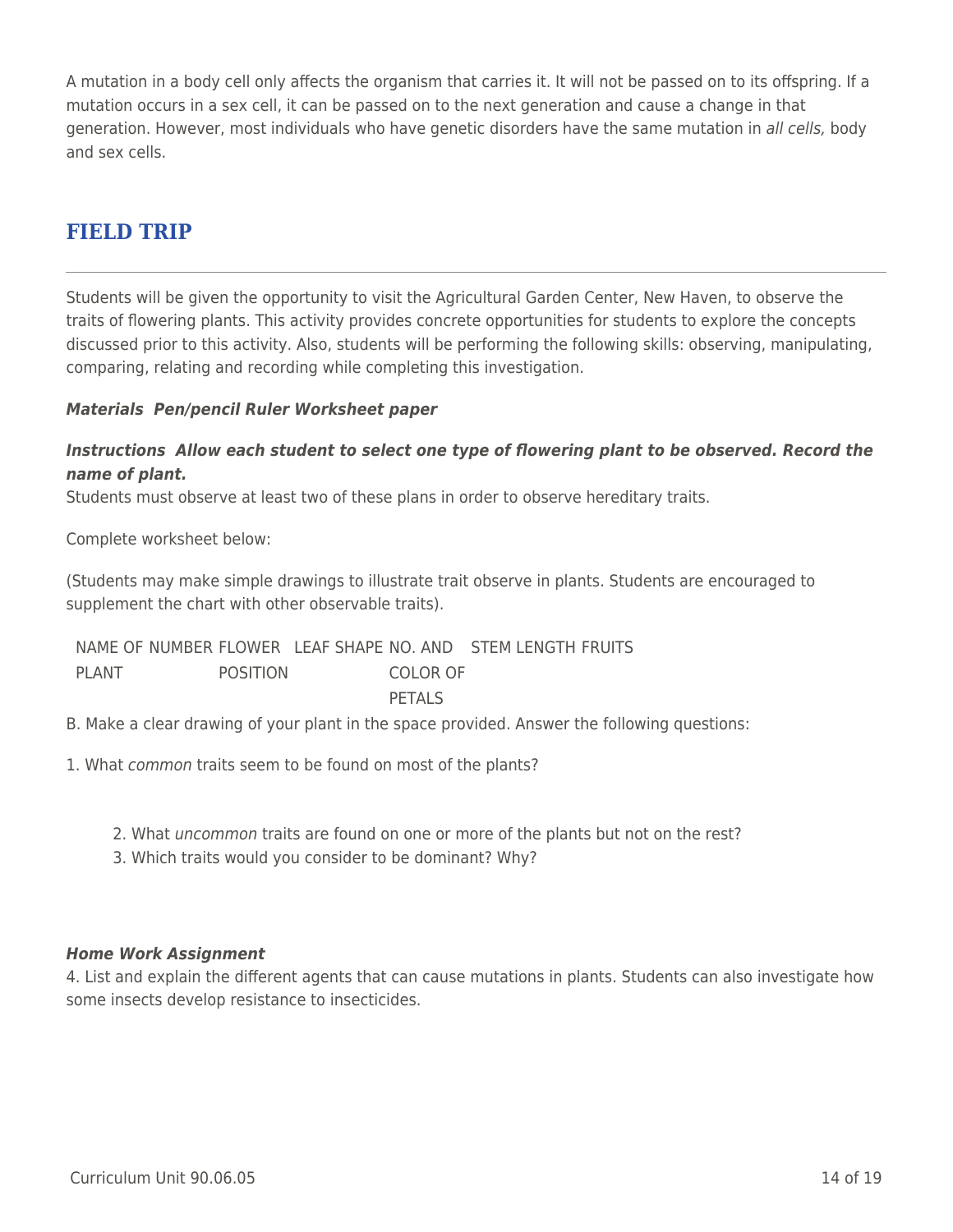A mutation in a body cell only affects the organism that carries it. It will not be passed on to its offspring. If a mutation occurs in a sex cell, it can be passed on to the next generation and cause a change in that generation. However, most individuals who have genetic disorders have the same mutation in *all cells,* body and sex cells.

## FIELD TRIP

Students will be given the opportunity to visit the Agricultural Garden Center, New Haven, to observe the traits of flowering plants. This activity provides concrete opportunities for students to explore the concepts discussed prior to this activity. Also, students will be performing the following skills: observing, manipulating, comparing, relating and recording while completing this investigation.

***Materials Pen/pencil Ruler Worksheet paper***

***Instructions Allow each student to select one type of flowering plant to be observed. Record the name of plant.***

Students must observe at least two of these plans in order to observe hereditary traits.

Complete worksheet below:

(Students may make simple drawings to illustrate trait observe in plants. Students are encouraged to supplement the chart with other observable traits).

| NAME OF PLANT | NUMBER | FLOWER POSITION | LEAF SHAPE | NO. AND COLOR OF PETALS | STEM LENGTH | FRUITS |
|---|---|---|---|---|---|---|

B. Make a clear drawing of your plant in the space provided. Answer the following questions:

1. What *common* traits seem to be found on most of the plants?

2. What *uncommon* traits are found on one or more of the plants but not on the rest?
3. Which traits would you consider to be dominant? Why?

***Home Work Assignment***

4. List and explain the different agents that can cause mutations in plants. Students can also investigate how some insects develop resistance to insecticides.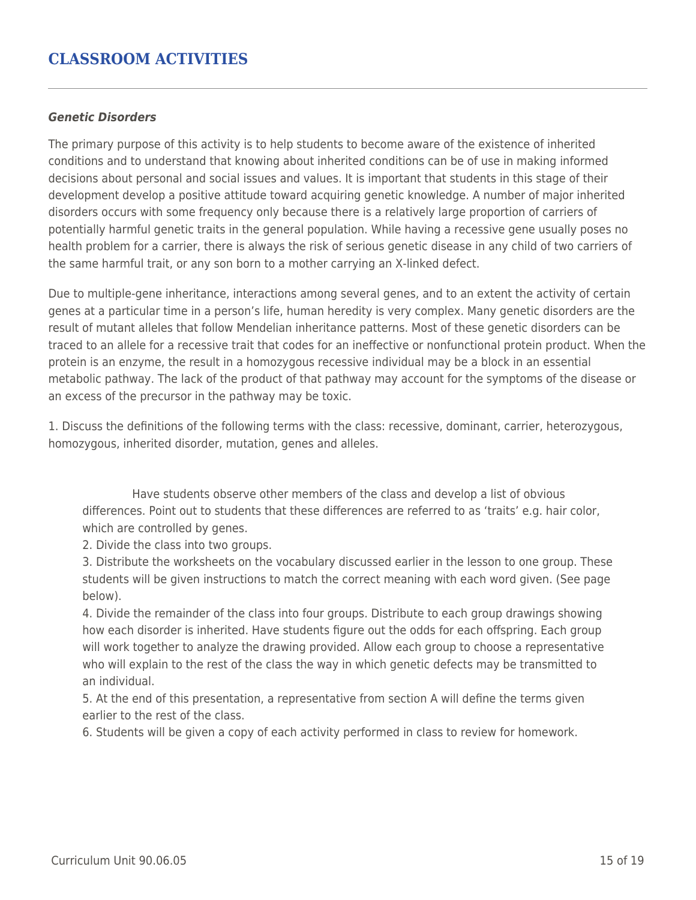# CLASSROOM ACTIVITIES

***Genetic Disorders***

The primary purpose of this activity is to help students to become aware of the existence of inherited conditions and to understand that knowing about inherited conditions can be of use in making informed decisions about personal and social issues and values. It is important that students in this stage of their development develop a positive attitude toward acquiring genetic knowledge. A number of major inherited disorders occurs with some frequency only because there is a relatively large proportion of carriers of potentially harmful genetic traits in the general population. While having a recessive gene usually poses no health problem for a carrier, there is always the risk of serious genetic disease in any child of two carriers of the same harmful trait, or any son born to a mother carrying an X-linked defect.

Due to multiple-gene inheritance, interactions among several genes, and to an extent the activity of certain genes at a particular time in a person's life, human heredity is very complex. Many genetic disorders are the result of mutant alleles that follow Mendelian inheritance patterns. Most of these genetic disorders can be traced to an allele for a recessive trait that codes for an ineffective or nonfunctional protein product. When the protein is an enzyme, the result in a homozygous recessive individual may be a block in an essential metabolic pathway. The lack of the product of that pathway may account for the symptoms of the disease or an excess of the precursor in the pathway may be toxic.

1. Discuss the definitions of the following terms with the class: recessive, dominant, carrier, heterozygous, homozygous, inherited disorder, mutation, genes and alleles.

Have students observe other members of the class and develop a list of obvious differences. Point out to students that these differences are referred to as 'traits' e.g. hair color, which are controlled by genes.

2. Divide the class into two groups.
3. Distribute the worksheets on the vocabulary discussed earlier in the lesson to one group. These students will be given instructions to match the correct meaning with each word given. (See page below).
4. Divide the remainder of the class into four groups. Distribute to each group drawings showing how each disorder is inherited. Have students figure out the odds for each offspring. Each group will work together to analyze the drawing provided. Allow each group to choose a representative who will explain to the rest of the class the way in which genetic defects may be transmitted to an individual.
5. At the end of this presentation, a representative from section A will define the terms given earlier to the rest of the class.
6. Students will be given a copy of each activity performed in class to review for homework.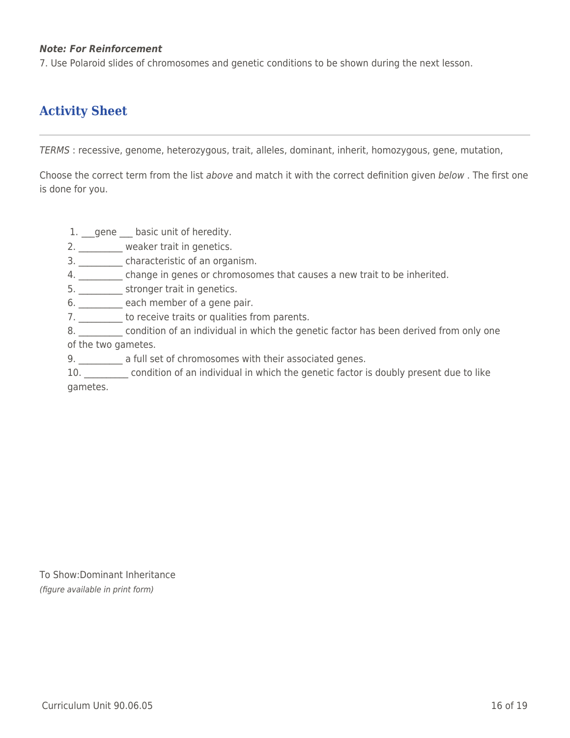***Note: For Reinforcement***

7. Use Polaroid slides of chromosomes and genetic conditions to be shown during the next lesson.

## Activity Sheet

*TERMS* : recessive, genome, heterozygous, trait, alleles, dominant, inherit, homozygous, gene, mutation,

Choose the correct term from the list *above* and match it with the correct definition given *below* . The first one is done for you.

1. ___gene ___ basic unit of heredity.
2. _________ weaker trait in genetics.
3. _________ characteristic of an organism.
4. _________ change in genes or chromosomes that causes a new trait to be inherited.
5. _________ stronger trait in genetics.
6. _________ each member of a gene pair.
7. _________ to receive traits or qualities from parents.
8. _________ condition of an individual in which the genetic factor has been derived from only one of the two gametes.
9. _________ a full set of chromosomes with their associated genes.
10. _________ condition of an individual in which the genetic factor is doubly present due to like gametes.

To Show:Dominant Inheritance

*(figure available in print form)*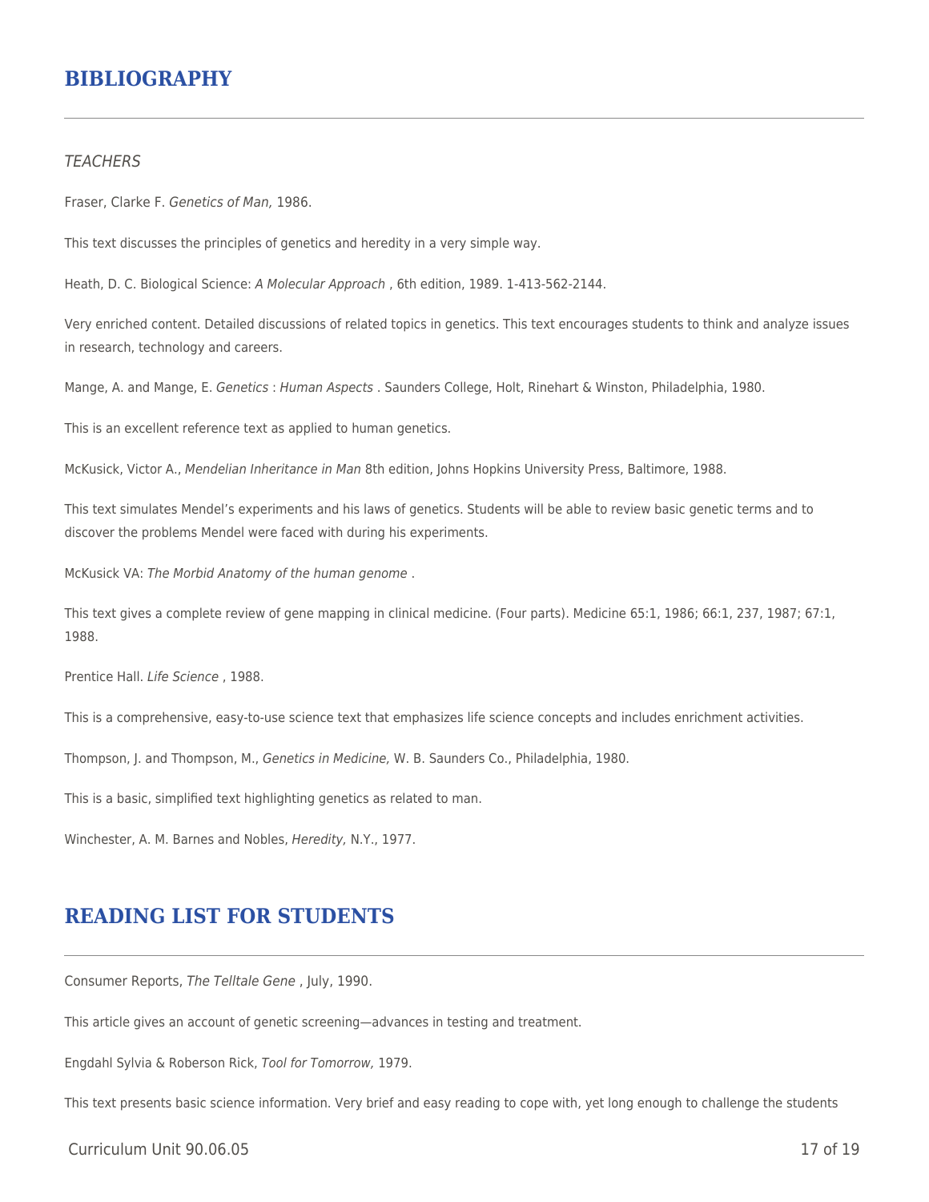## BIBLIOGRAPHY

*TEACHERS*

Fraser, Clarke F. *Genetics of Man,* 1986.

This text discusses the principles of genetics and heredity in a very simple way.

Heath, D. C. Biological Science: *A Molecular Approach* , 6th edition, 1989. 1-413-562-2144.

Very enriched content. Detailed discussions of related topics in genetics. This text encourages students to think and analyze issues in research, technology and careers.

Mange, A. and Mange, E. *Genetics* : *Human Aspects* . Saunders College, Holt, Rinehart & Winston, Philadelphia, 1980.

This is an excellent reference text as applied to human genetics.

McKusick, Victor A., *Mendelian Inheritance in Man* 8th edition, Johns Hopkins University Press, Baltimore, 1988.

This text simulates Mendel's experiments and his laws of genetics. Students will be able to review basic genetic terms and to discover the problems Mendel were faced with during his experiments.

McKusick VA: *The Morbid Anatomy of the human genome* .

This text gives a complete review of gene mapping in clinical medicine. (Four parts). Medicine 65:1, 1986; 66:1, 237, 1987; 67:1, 1988.

Prentice Hall. *Life Science* , 1988.

This is a comprehensive, easy-to-use science text that emphasizes life science concepts and includes enrichment activities.

Thompson, J. and Thompson, M., *Genetics in Medicine,* W. B. Saunders Co., Philadelphia, 1980.

This is a basic, simplified text highlighting genetics as related to man.

Winchester, A. M. Barnes and Nobles, *Heredity,* N.Y., 1977.

## READING LIST FOR STUDENTS

Consumer Reports, *The Telltale Gene* , July, 1990.

This article gives an account of genetic screening—advances in testing and treatment.

Engdahl Sylvia & Roberson Rick, *Tool for Tomorrow,* 1979.

This text presents basic science information. Very brief and easy reading to cope with, yet long enough to challenge the students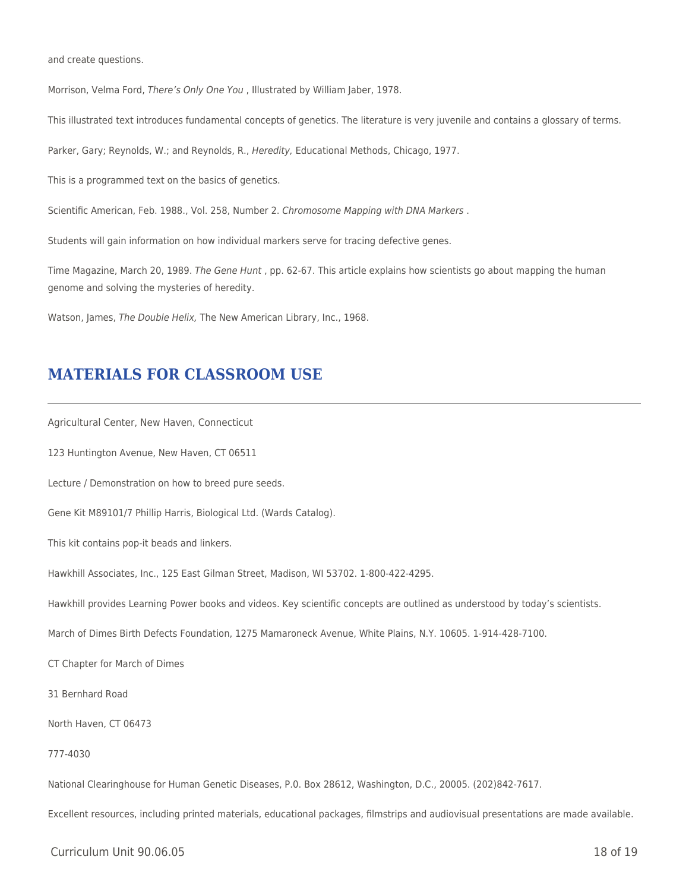and create questions.

Morrison, Velma Ford, *There's Only One You* , Illustrated by William Jaber, 1978.

This illustrated text introduces fundamental concepts of genetics. The literature is very juvenile and contains a glossary of terms.

Parker, Gary; Reynolds, W.; and Reynolds, R., *Heredity,* Educational Methods, Chicago, 1977.

This is a programmed text on the basics of genetics.

Scientific American, Feb. 1988., Vol. 258, Number 2. *Chromosome Mapping with DNA Markers* .

Students will gain information on how individual markers serve for tracing defective genes.

Time Magazine, March 20, 1989. *The Gene Hunt* , pp. 62-67. This article explains how scientists go about mapping the human genome and solving the mysteries of heredity.

Watson, James, *The Double Helix,* The New American Library, Inc., 1968.

## MATERIALS FOR CLASSROOM USE

Agricultural Center, New Haven, Connecticut

123 Huntington Avenue, New Haven, CT 06511

Lecture / Demonstration on how to breed pure seeds.

Gene Kit M89101/7 Phillip Harris, Biological Ltd. (Wards Catalog).

This kit contains pop-it beads and linkers.

Hawkhill Associates, Inc., 125 East Gilman Street, Madison, WI 53702. 1-800-422-4295.

Hawkhill provides Learning Power books and videos. Key scientific concepts are outlined as understood by today's scientists.

March of Dimes Birth Defects Foundation, 1275 Mamaroneck Avenue, White Plains, N.Y. 10605. 1-914-428-7100.

CT Chapter for March of Dimes

31 Bernhard Road

North Haven, CT 06473

777-4030

National Clearinghouse for Human Genetic Diseases, P.0. Box 28612, Washington, D.C., 20005. (202)842-7617.

Excellent resources, including printed materials, educational packages, filmstrips and audiovisual presentations are made available.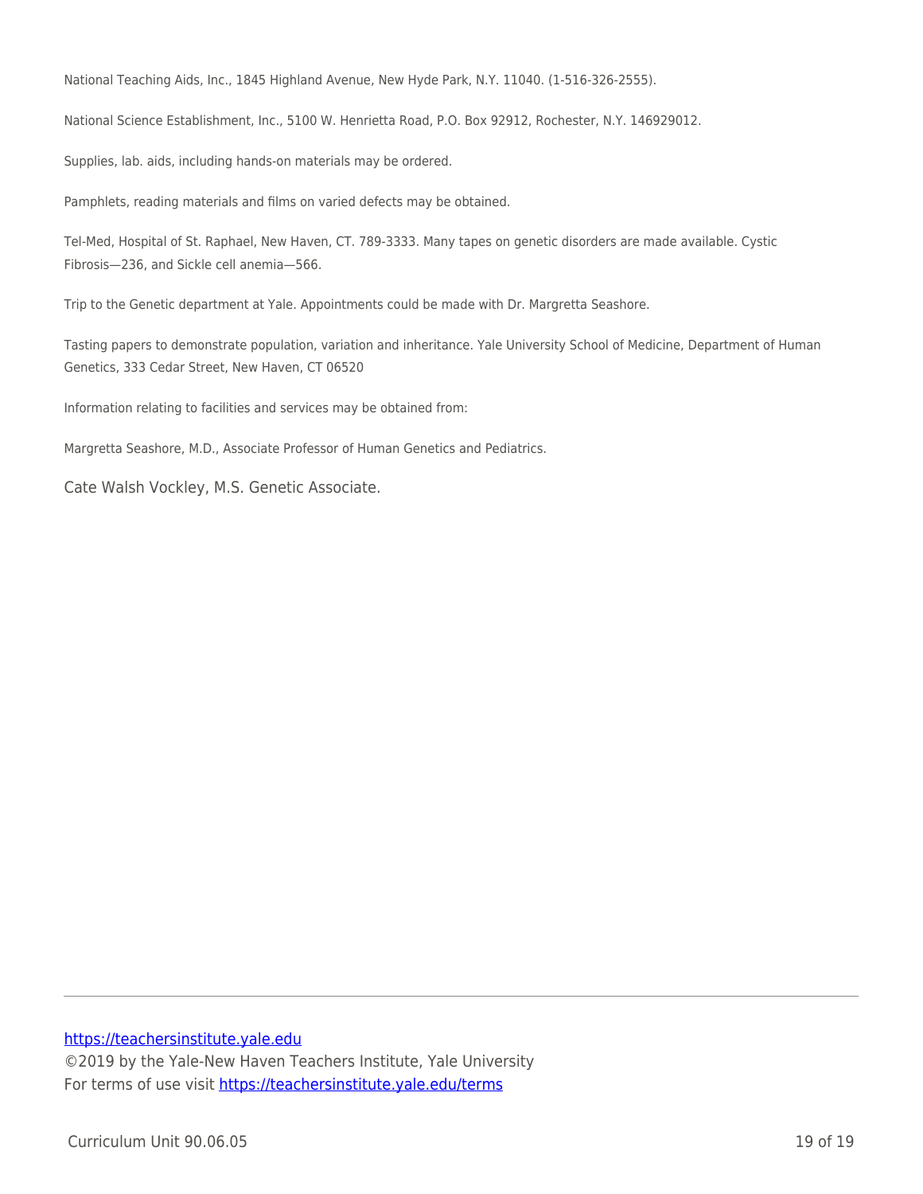National Teaching Aids, Inc., 1845 Highland Avenue, New Hyde Park, N.Y. 11040. (1-516-326-2555).

National Science Establishment, Inc., 5100 W. Henrietta Road, P.O. Box 92912, Rochester, N.Y. 146929012.

Supplies, lab. aids, including hands-on materials may be ordered.

Pamphlets, reading materials and films on varied defects may be obtained.

Tel-Med, Hospital of St. Raphael, New Haven, CT. 789-3333. Many tapes on genetic disorders are made available. Cystic Fibrosis—236, and Sickle cell anemia—566.

Trip to the Genetic department at Yale. Appointments could be made with Dr. Margretta Seashore.

Tasting papers to demonstrate population, variation and inheritance. Yale University School of Medicine, Department of Human Genetics, 333 Cedar Street, New Haven, CT 06520

Information relating to facilities and services may be obtained from:

Margretta Seashore, M.D., Associate Professor of Human Genetics and Pediatrics.

Cate Walsh Vockley, M.S. Genetic Associate.

https://teachersinstitute.yale.edu
©2019 by the Yale-New Haven Teachers Institute, Yale University
For terms of use visit https://teachersinstitute.yale.edu/terms